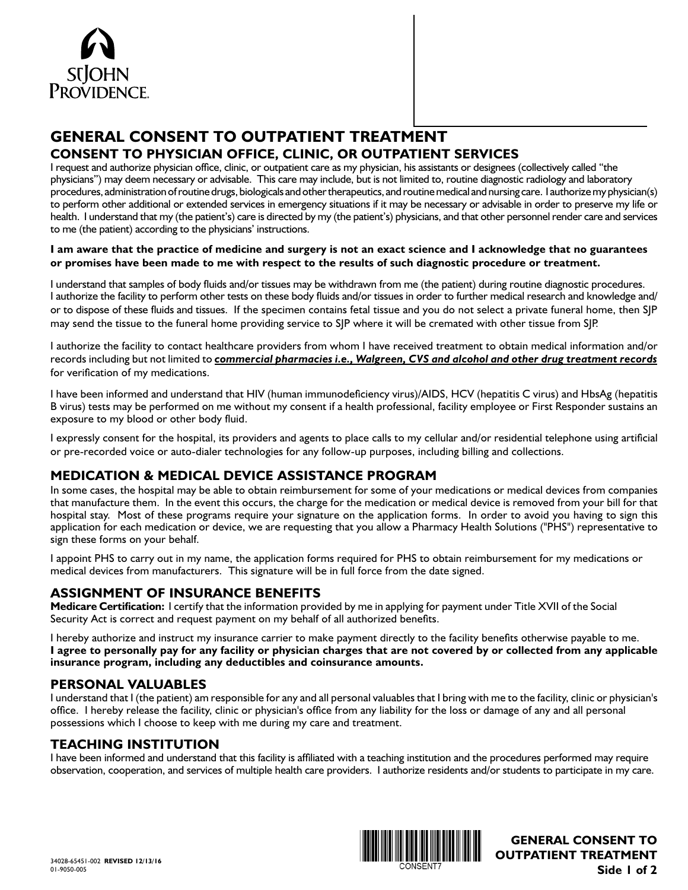ST JOHN PROVIDENCE

# GENERAL CONSENT TO OUTPATIENT TREATMENT

## CONSENT TO PHYSICIAN OFFICE, CLINIC, OR OUTPATIENT SERVICES

I request and authorize physician office, clinic, or outpatient care as my physician, his assistants or designees (collectively called "the physicians") may deem necessary or advisable. This care may include, but is not limited to, routine diagnostic radiology and laboratory procedures, administration of routine drugs, biologicals and other therapeutics, and routine medical and nursing care. I authorize my physician(s) to perform other additional or extended services in emergency situations if it may be necessary or advisable in order to preserve my life or health. I understand that my (the patient's) care is directed by my (the patient's) physicians, and that other personnel render care and services to me (the patient) according to the physicians' instructions.

**I am aware that the practice of medicine and surgery is not an exact science and I acknowledge that no guarantees or promises have been made to me with respect to the results of such diagnostic procedure or treatment.**

I understand that samples of body fluids and/or tissues may be withdrawn from me (the patient) during routine diagnostic procedures. I authorize the facility to perform other tests on these body fluids and/or tissues in order to further medical research and knowledge and/or to dispose of these fluids and tissues. If the specimen contains fetal tissue and you do not select a private funeral home, then SJP may send the tissue to the funeral home providing service to SJP where it will be cremated with other tissue from SJP.

I authorize the facility to contact healthcare providers from whom I have received treatment to obtain medical information and/or records including but not limited to ***commercial pharmacies i.e., Walgreen, CVS and alcohol and other drug treatment records*** for verification of my medications.

I have been informed and understand that HIV (human immunodeficiency virus)/AIDS, HCV (hepatitis C virus) and HbsAg (hepatitis B virus) tests may be performed on me without my consent if a health professional, facility employee or First Responder sustains an exposure to my blood or other body fluid.

I expressly consent for the hospital, its providers and agents to place calls to my cellular and/or residential telephone using artificial or pre-recorded voice or auto-dialer technologies for any follow-up purposes, including billing and collections.

## MEDICATION & MEDICAL DEVICE ASSISTANCE PROGRAM

In some cases, the hospital may be able to obtain reimbursement for some of your medications or medical devices from companies that manufacture them. In the event this occurs, the charge for the medication or medical device is removed from your bill for that hospital stay. Most of these programs require your signature on the application forms. In order to avoid you having to sign this application for each medication or device, we are requesting that you allow a Pharmacy Health Solutions ("PHS") representative to sign these forms on your behalf.

I appoint PHS to carry out in my name, the application forms required for PHS to obtain reimbursement for my medications or medical devices from manufacturers. This signature will be in full force from the date signed.

## ASSIGNMENT OF INSURANCE BENEFITS

**Medicare Certification:** I certify that the information provided by me in applying for payment under Title XVII of the Social Security Act is correct and request payment on my behalf of all authorized benefits.

I hereby authorize and instruct my insurance carrier to make payment directly to the facility benefits otherwise payable to me. **I agree to personally pay for any facility or physician charges that are not covered by or collected from any applicable insurance program, including any deductibles and coinsurance amounts.**

## PERSONAL VALUABLES

I understand that I (the patient) am responsible for any and all personal valuables that I bring with me to the facility, clinic or physician's office. I hereby release the facility, clinic or physician's office from any liability for the loss or damage of any and all personal possessions which I choose to keep with me during my care and treatment.

## TEACHING INSTITUTION

I have been informed and understand that this facility is affiliated with a teaching institution and the procedures performed may require observation, cooperation, and services of multiple health care providers. I authorize residents and/or students to participate in my care.

34028-65451-002 **REVISED 12/13/16**
01-9050-005

CONSENT7

**GENERAL CONSENT TO OUTPATIENT TREATMENT**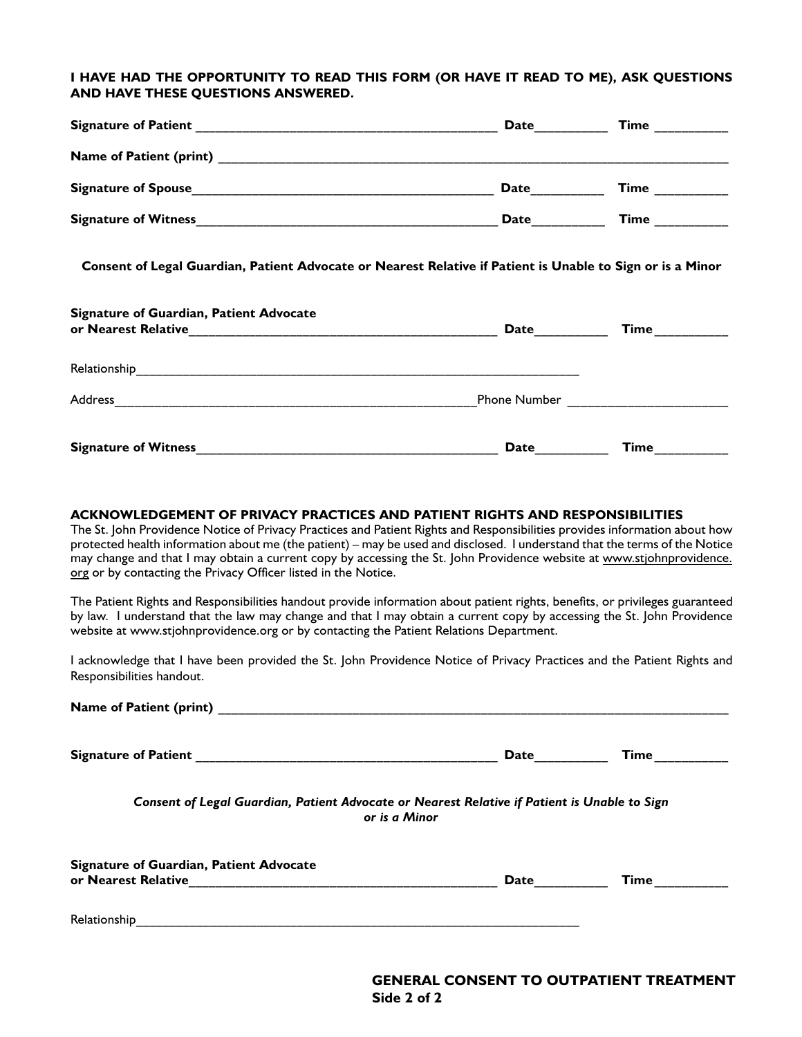**I HAVE HAD THE OPPORTUNITY TO READ THIS FORM (OR HAVE IT READ TO ME), ASK QUESTIONS AND HAVE THESE QUESTIONS ANSWERED.**

**Signature of Patient** ____________________________________________ **Date**__________ **Time** __________

**Name of Patient (print)** ______________________________________________________________________________

**Signature of Spouse**____________________________________________ **Date**__________ **Time** __________

**Signature of Witness**____________________________________________ **Date**__________ **Time** __________

**Consent of Legal Guardian, Patient Advocate or Nearest Relative if Patient is Unable to Sign or is a Minor**

**Signature of Guardian, Patient Advocate or Nearest Relative**____________________________________________ **Date**__________ **Time**__________

Relationship__________________________________________________________________

Address______________________________________________________Phone Number ________________________

**Signature of Witness**____________________________________________ **Date**__________ **Time**__________

**ACKNOWLEDGEMENT OF PRIVACY PRACTICES AND PATIENT RIGHTS AND RESPONSIBILITIES**

The St. John Providence Notice of Privacy Practices and Patient Rights and Responsibilities provides information about how protected health information about me (the patient) – may be used and disclosed. I understand that the terms of the Notice may change and that I may obtain a current copy by accessing the St. John Providence website at www.stjohnprovidence.org or by contacting the Privacy Officer listed in the Notice.

The Patient Rights and Responsibilities handout provide information about patient rights, benefits, or privileges guaranteed by law. I understand that the law may change and that I may obtain a current copy by accessing the St. John Providence website at www.stjohnprovidence.org or by contacting the Patient Relations Department.

I acknowledge that I have been provided the St. John Providence Notice of Privacy Practices and the Patient Rights and Responsibilities handout.

**Name of Patient (print)** ______________________________________________________________________________

**Signature of Patient** ____________________________________________ **Date**__________ **Time**__________

***Consent of Legal Guardian, Patient Advocate or Nearest Relative if Patient is Unable to Sign or is a Minor***

**Signature of Guardian, Patient Advocate or Nearest Relative**____________________________________________ **Date**__________ **Time**__________

Relationship__________________________________________________________________

**GENERAL CONSENT TO OUTPATIENT TREATMENT**
**Side 2 of 2**